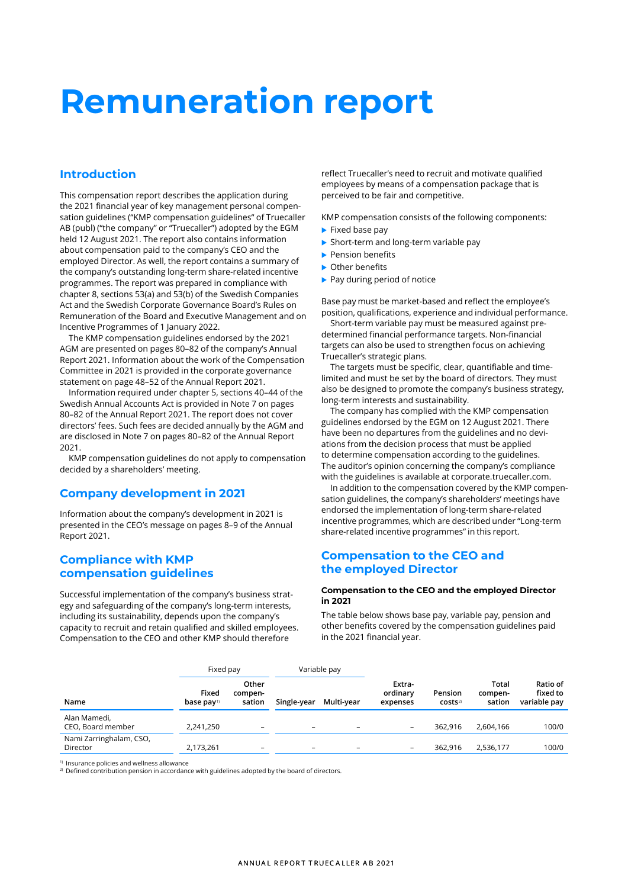# Remuneration report

## Introduction

This compensation report describes the application during the 2021 financial year of key management personal compensation guidelines ("KMP compensation guidelines" of Truecaller AB (publ) ("the company" or "Truecaller") adopted by the EGM held 12 August 2021. The report also contains information about compensation paid to the company's CEO and the employed Director. As well, the report contains a summary of the company's outstanding long-term share-related incentive programmes. The report was prepared in compliance with chapter 8, sections 53(a) and 53(b) of the Swedish Companies Act and the Swedish Corporate Governance Board's Rules on Remuneration of the Board and Executive Management and on Incentive Programmes of 1 January 2022.

The KMP compensation guidelines endorsed by the 2021 AGM are presented on pages 80–82 of the company's Annual Report 2021. Information about the work of the Compensation Committee in 2021 is provided in the corporate governance statement on page 48–52 of the Annual Report 2021.

Information required under chapter 5, sections 40–44 of the Swedish Annual Accounts Act is provided in Note 7 on pages 80–82 of the Annual Report 2021. The report does not cover directors' fees. Such fees are decided annually by the AGM and are disclosed in Note 7 on pages 80–82 of the Annual Report 2021.

KMP compensation guidelines do not apply to compensation decided by a shareholders' meeting.

## Company development in 2021

Information about the company's development in 2021 is presented in the CEO's message on pages 8–9 of the Annual Report 2021.

## Compliance with KMP compensation guidelines

Successful implementation of the company's business strategy and safeguarding of the company's long-term interests, including its sustainability, depends upon the company's capacity to recruit and retain qualified and skilled employees. Compensation to the CEO and other KMP should therefore reflect Truecaller's need to recruit and motivate qualified employees by means of a compensation package that is perceived to be fair and competitive.

KMP compensation consists of the following components:

- Fixed base pay
- Short-term and long-term variable pay
- Pension benefits
- Other benefits
- Pay during period of notice

Base pay must be market-based and reflect the employee's position, qualifications, experience and individual performance.

Short-term variable pay must be measured against predetermined financial performance targets. Non-financial targets can also be used to strengthen focus on achieving Truecaller's strategic plans.

The targets must be specific, clear, quantifiable and time-limited and must be set by the board of directors. They must also be designed to promote the company's business strategy, long-term interests and sustainability.

The company has complied with the KMP compensation guidelines endorsed by the EGM on 12 August 2021. There have been no departures from the guidelines and no deviations from the decision process that must be applied to determine compensation according to the guidelines. The auditor's opinion concerning the company's compliance with the guidelines is available at corporate.truecaller.com.

In addition to the compensation covered by the KMP compensation guidelines, the company's shareholders' meetings have endorsed the implementation of long-term share-related incentive programmes, which are described under "Long-term share-related incentive programmes" in this report.

## Compensation to the CEO and the employed Director

### Compensation to the CEO and the employed Director in 2021

The table below shows base pay, variable pay, pension and other benefits covered by the compensation guidelines paid in the 2021 financial year.

| | Fixed pay | | Variable pay | | | | | |
|---|---|---|---|---|---|---|---|---|
| Name | Fixed base pay[1] | Other compensation | Single-year | Multi-year | Extraordinary expenses | Pension costs[2] | Total compensation | Ratio of fixed to variable pay |
| Alan Mamedi, CEO, Board member | 2,241,250 | – | – | – | – | 362,916 | 2,604,166 | 100/0 |
| Nami Zarringhalam, CSO, Director | 2,173,261 | – | – | – | – | 362,916 | 2,536,177 | 100/0 |

[1] Insurance policies and wellness allowance

[2] Defined contribution pension in accordance with guidelines adopted by the board of directors.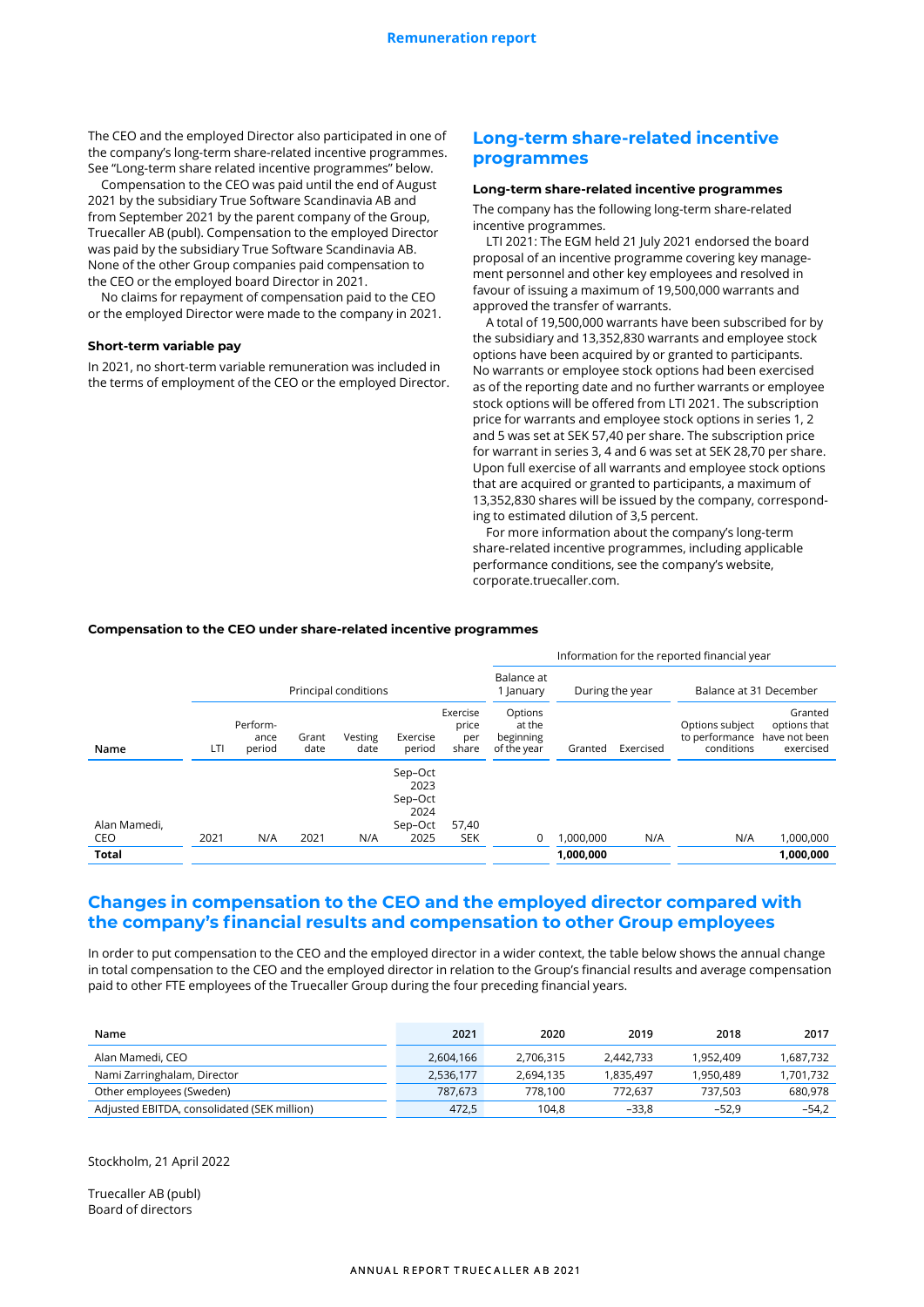The CEO and the employed Director also participated in one of the company's long-term share-related incentive programmes. See "Long-term share related incentive programmes" below.

Compensation to the CEO was paid until the end of August 2021 by the subsidiary True Software Scandinavia AB and from September 2021 by the parent company of the Group, Truecaller AB (publ). Compensation to the employed Director was paid by the subsidiary True Software Scandinavia AB. None of the other Group companies paid compensation to the CEO or the employed board Director in 2021.

No claims for repayment of compensation paid to the CEO or the employed Director were made to the company in 2021.

### Short-term variable pay

In 2021, no short-term variable remuneration was included in the terms of employment of the CEO or the employed Director.

## Long-term share-related incentive programmes

### Long-term share-related incentive programmes

The company has the following long-term share-related incentive programmes.

LTI 2021: The EGM held 21 July 2021 endorsed the board proposal of an incentive programme covering key management personnel and other key employees and resolved in favour of issuing a maximum of 19,500,000 warrants and approved the transfer of warrants.

A total of 19,500,000 warrants have been subscribed for by the subsidiary and 13,352,830 warrants and employee stock options have been acquired by or granted to participants. No warrants or employee stock options had been exercised as of the reporting date and no further warrants or employee stock options will be offered from LTI 2021. The subscription price for warrants and employee stock options in series 1, 2 and 5 was set at SEK 57,40 per share. The subscription price for warrant in series 3, 4 and 6 was set at SEK 28,70 per share. Upon full exercise of all warrants and employee stock options that are acquired or granted to participants, a maximum of 13,352,830 shares will be issued by the company, corresponding to estimated dilution of 3,5 percent.

For more information about the company's long-term share-related incentive programmes, including applicable performance conditions, see the company's website, corporate.truecaller.com.

**Compensation to the CEO under share-related incentive programmes**

| | Principal conditions | | | | | | Information for the reported financial year | | | | |
|---|---|---|---|---|---|---|---|---|---|---|---|
| | | | | | | | Balance at 1 January | During the year | | Balance at 31 December | |
| Name | LTI | Performance period | Grant date | Vesting date | Exercise period | Exercise price per share | Options at the beginning of the year | Granted | Exercised | Options subject to performance conditions | Granted options that have not been exercised |
| Alan Mamedi, CEO | 2021 | N/A | 2021 | N/A | Sep–Oct 2023 Sep–Oct 2024 Sep–Oct 2025 | 57,40 SEK | 0 | 1,000,000 | N/A | N/A | 1,000,000 |
| **Total** | | | | | | | | **1,000,000** | | | **1,000,000** |

## Changes in compensation to the CEO and the employed director compared with the company's financial results and compensation to other Group employees

In order to put compensation to the CEO and the employed director in a wider context, the table below shows the annual change in total compensation to the CEO and the employed director in relation to the Group's financial results and average compensation paid to other FTE employees of the Truecaller Group during the four preceding financial years.

| Name | 2021 | 2020 | 2019 | 2018 | 2017 |
|---|---|---|---|---|---|
| Alan Mamedi, CEO | 2,604,166 | 2,706,315 | 2,442,733 | 1,952,409 | 1,687,732 |
| Nami Zarringhalam, Director | 2,536,177 | 2,694,135 | 1,835,497 | 1,950,489 | 1,701,732 |
| Other employees (Sweden) | 787,673 | 778,100 | 772,637 | 737,503 | 680,978 |
| Adjusted EBITDA, consolidated (SEK million) | 472,5 | 104,8 | –33,8 | –52,9 | –54,2 |

Stockholm, 21 April 2022

Truecaller AB (publ)
Board of directors